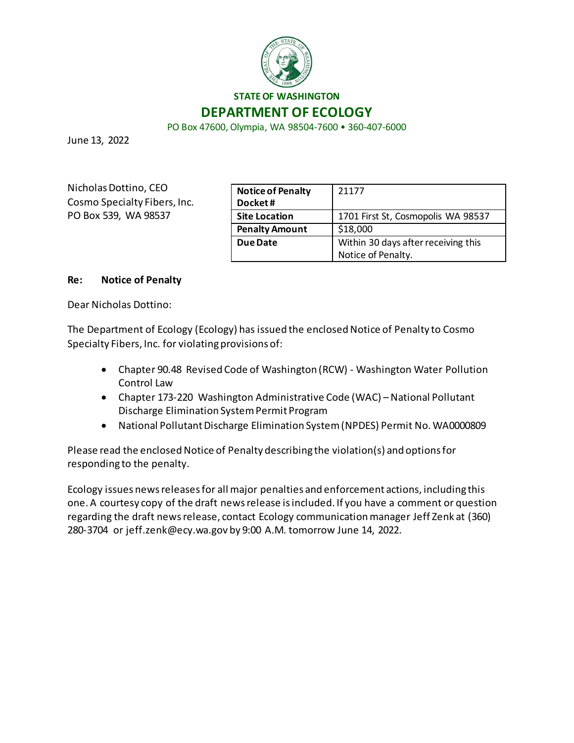**STATE OF WASHINGTON**

# DEPARTMENT OF ECOLOGY

PO Box 47600, Olympia, WA 98504-7600 • 360-407-6000

June 13, 2022

Nicholas Dottino, CEO
Cosmo Specialty Fibers, Inc.
PO Box 539, WA 98537

| **Notice of Penalty Docket #** | 21177 |
|---|---|
| **Site Location** | 1701 First St, Cosmopolis WA 98537 |
| **Penalty Amount** | $18,000 |
| **Due Date** | Within 30 days after receiving this Notice of Penalty. |

**Re: Notice of Penalty**

Dear Nicholas Dottino:

The Department of Ecology (Ecology) has issued the enclosed Notice of Penalty to Cosmo Specialty Fibers, Inc. for violating provisions of:

- Chapter 90.48 Revised Code of Washington (RCW) - Washington Water Pollution Control Law
- Chapter 173-220 Washington Administrative Code (WAC) – National Pollutant Discharge Elimination System Permit Program
- National Pollutant Discharge Elimination System (NPDES) Permit No. WA0000809

Please read the enclosed Notice of Penalty describing the violation(s) and options for responding to the penalty.

Ecology issues news releases for all major penalties and enforcement actions, including this one. A courtesy copy of the draft news release is included. If you have a comment or question regarding the draft news release, contact Ecology communication manager Jeff Zenk at (360) 280-3704 or jeff.zenk@ecy.wa.gov by 9:00 A.M. tomorrow June 14, 2022.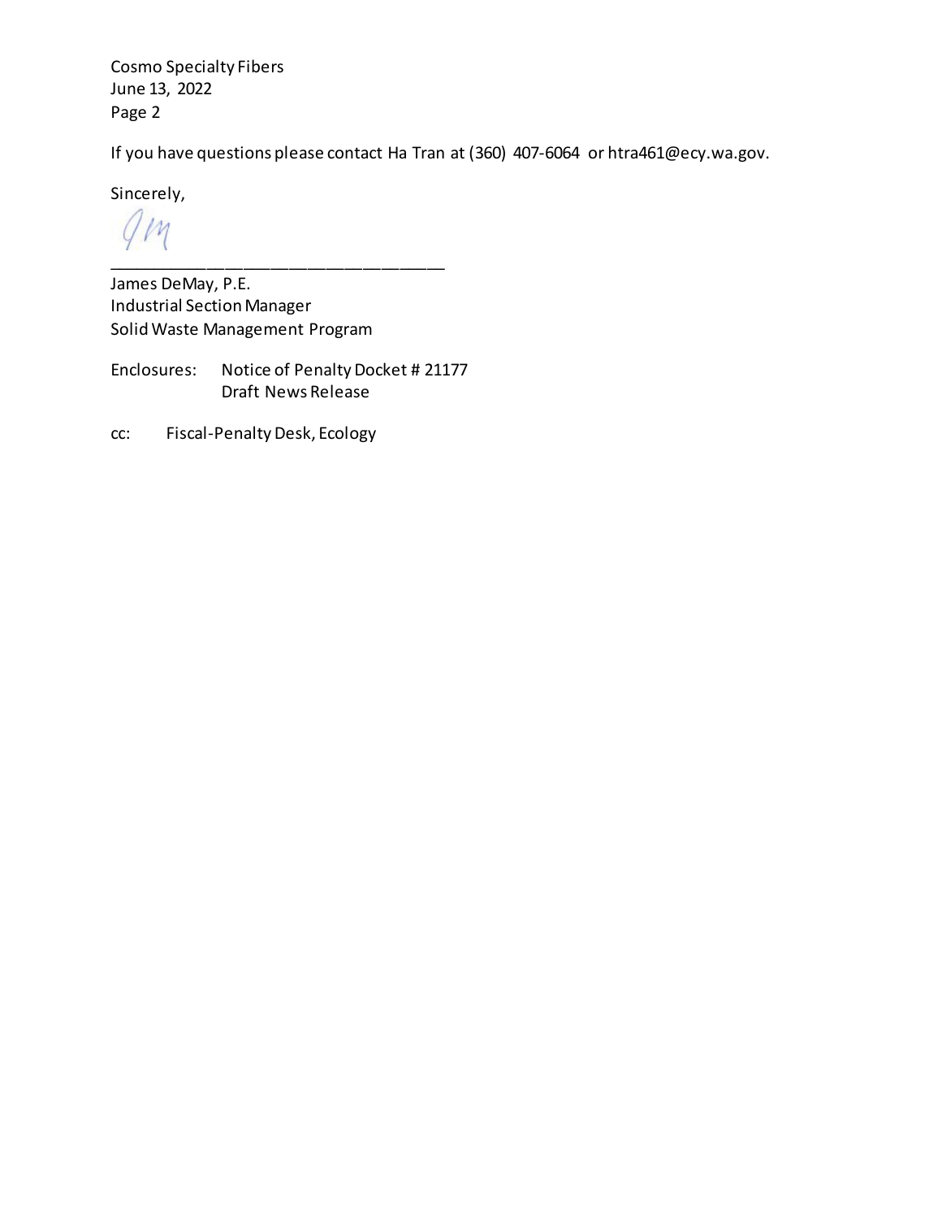If you have questions please contact Ha Tran at (360) 407-6064 or htra461@ecy.wa.gov.

Sincerely,

\_\_\_\_\_\_\_\_\_\_\_\_\_\_\_\_\_\_\_\_\_\_\_\_\_\_\_\_\_\_\_\_\_\_\_

James DeMay, P.E.
Industrial Section Manager
Solid Waste Management Program

Enclosures: Notice of Penalty Docket # 21177
Draft News Release

cc: Fiscal-Penalty Desk, Ecology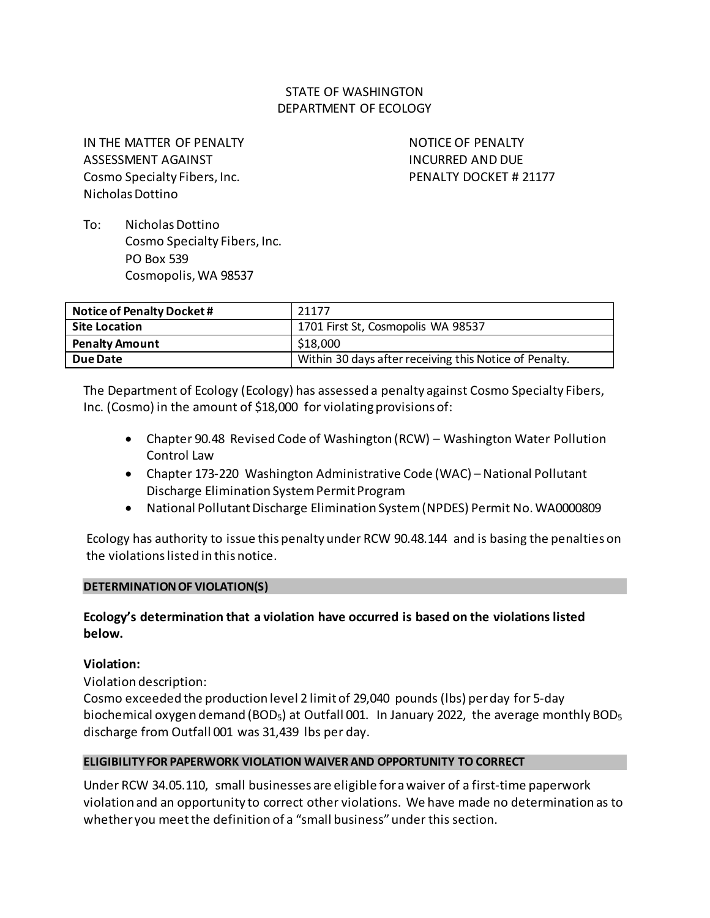STATE OF WASHINGTON
DEPARTMENT OF ECOLOGY

IN THE MATTER OF PENALTY ASSESSMENT AGAINST
Cosmo Specialty Fibers, Inc.
Nicholas Dottino

NOTICE OF PENALTY INCURRED AND DUE
PENALTY DOCKET # 21177

To: Nicholas Dottino
Cosmo Specialty Fibers, Inc.
PO Box 539
Cosmopolis, WA 98537

| **Notice of Penalty Docket #** | 21177 |
|---|---|
| **Site Location** | 1701 First St, Cosmopolis WA 98537 |
| **Penalty Amount** | $18,000 |
| **Due Date** | Within 30 days after receiving this Notice of Penalty. |

The Department of Ecology (Ecology) has assessed a penalty against Cosmo Specialty Fibers, Inc. (Cosmo) in the amount of $18,000 for violating provisions of:

- Chapter 90.48 Revised Code of Washington (RCW) – Washington Water Pollution Control Law
- Chapter 173-220 Washington Administrative Code (WAC) – National Pollutant Discharge Elimination System Permit Program
- National Pollutant Discharge Elimination System (NPDES) Permit No. WA0000809

Ecology has authority to issue this penalty under RCW 90.48.144 and is basing the penalties on the violations listed in this notice.

## DETERMINATION OF VIOLATION(S)

**Ecology's determination that a violation have occurred is based on the violations listed below.**

**Violation:**

Violation description:
Cosmo exceeded the production level 2 limit of 29,040 pounds (lbs) per day for 5-day biochemical oxygen demand ($BOD_5$) at Outfall 001. In January 2022, the average monthly $BOD_5$ discharge from Outfall 001 was 31,439 lbs per day.

## ELIGIBILITY FOR PAPERWORK VIOLATION WAIVER AND OPPORTUNITY TO CORRECT

Under RCW 34.05.110, small businesses are eligible for a waiver of a first-time paperwork violation and an opportunity to correct other violations. We have made no determination as to whether you meet the definition of a "small business" under this section.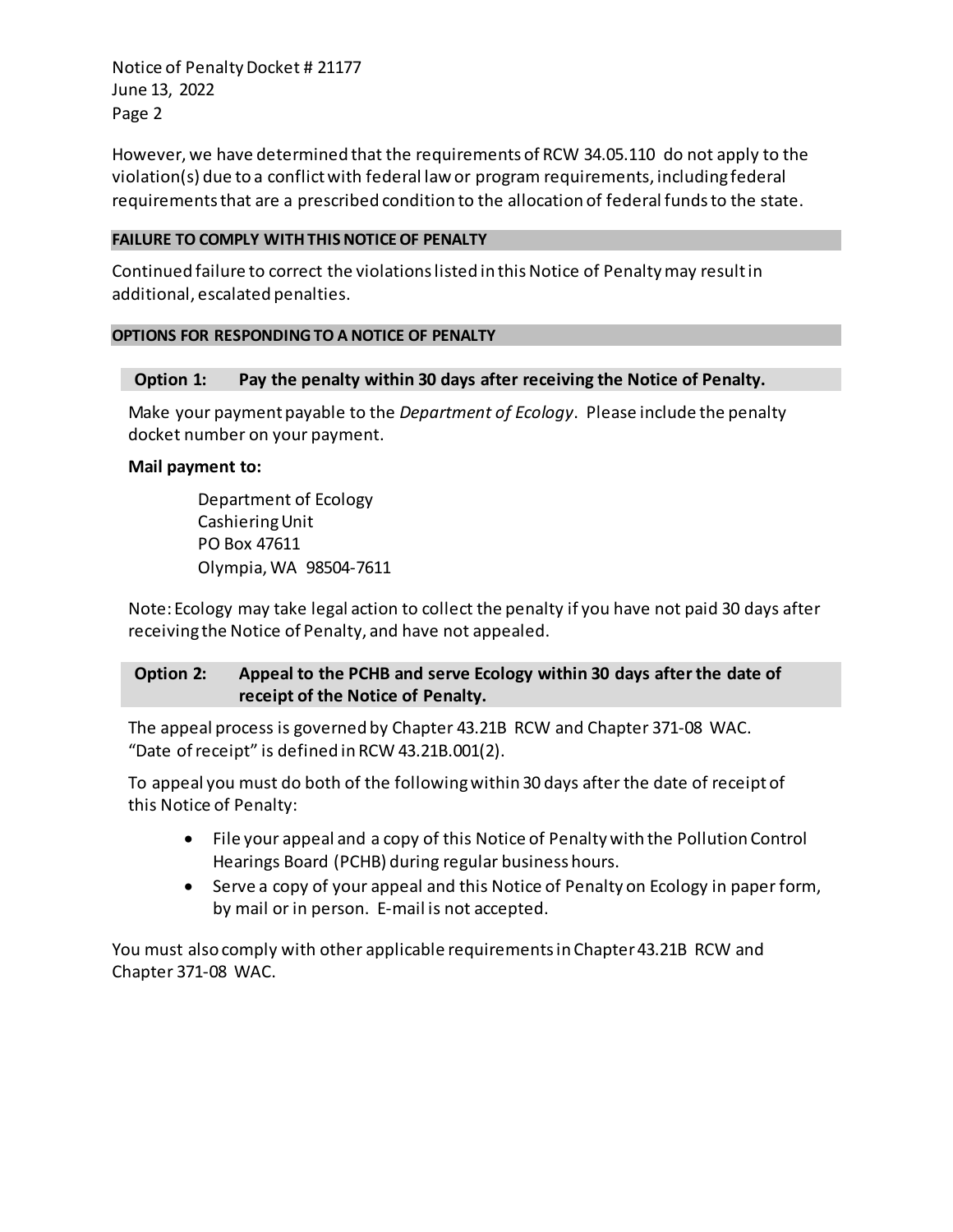However, we have determined that the requirements of RCW 34.05.110 do not apply to the violation(s) due to a conflict with federal law or program requirements, including federal requirements that are a prescribed condition to the allocation of federal funds to the state.

## FAILURE TO COMPLY WITH THIS NOTICE OF PENALTY

Continued failure to correct the violations listed in this Notice of Penalty may result in additional, escalated penalties.

## OPTIONS FOR RESPONDING TO A NOTICE OF PENALTY

### Option 1: Pay the penalty within 30 days after receiving the Notice of Penalty.

Make your payment payable to the *Department of Ecology*. Please include the penalty docket number on your payment.

**Mail payment to:**

Department of Ecology
Cashiering Unit
PO Box 47611
Olympia, WA 98504-7611

Note: Ecology may take legal action to collect the penalty if you have not paid 30 days after receiving the Notice of Penalty, and have not appealed.

### Option 2: Appeal to the PCHB and serve Ecology within 30 days after the date of receipt of the Notice of Penalty.

The appeal process is governed by Chapter 43.21B RCW and Chapter 371-08 WAC. "Date of receipt" is defined in RCW 43.21B.001(2).

To appeal you must do both of the following within 30 days after the date of receipt of this Notice of Penalty:

- File your appeal and a copy of this Notice of Penalty with the Pollution Control Hearings Board (PCHB) during regular business hours.
- Serve a copy of your appeal and this Notice of Penalty on Ecology in paper form, by mail or in person. E-mail is not accepted.

You must also comply with other applicable requirements in Chapter 43.21B RCW and Chapter 371-08 WAC.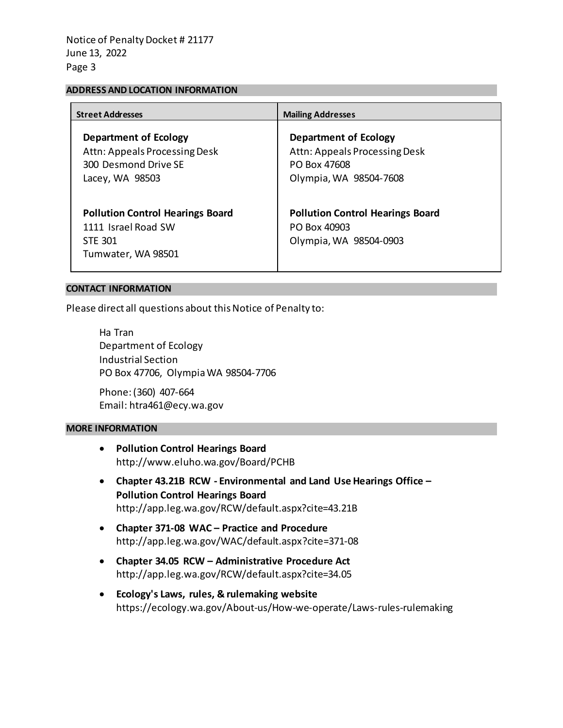## ADDRESS AND LOCATION INFORMATION

| Street Addresses | Mailing Addresses |
| --- | --- |
| **Department of Ecology**<br>Attn: Appeals Processing Desk<br>300 Desmond Drive SE<br>Lacey, WA 98503 | **Department of Ecology**<br>Attn: Appeals Processing Desk<br>PO Box 47608<br>Olympia, WA 98504-7608 |
| **Pollution Control Hearings Board**<br>1111 Israel Road SW<br>STE 301<br>Tumwater, WA 98501 | **Pollution Control Hearings Board**<br>PO Box 40903<br>Olympia, WA 98504-0903 |

## CONTACT INFORMATION

Please direct all questions about this Notice of Penalty to:

Ha Tran
Department of Ecology
Industrial Section
PO Box 47706, Olympia WA 98504-7706

Phone: (360) 407-664
Email: htra461@ecy.wa.gov

## MORE INFORMATION

- **Pollution Control Hearings Board**
  http://www.eluho.wa.gov/Board/PCHB
- **Chapter 43.21B RCW - Environmental and Land Use Hearings Office – Pollution Control Hearings Board**
  http://app.leg.wa.gov/RCW/default.aspx?cite=43.21B
- **Chapter 371-08 WAC – Practice and Procedure**
  http://app.leg.wa.gov/WAC/default.aspx?cite=371-08
- **Chapter 34.05 RCW – Administrative Procedure Act**
  http://app.leg.wa.gov/RCW/default.aspx?cite=34.05
- **Ecology's Laws, rules, & rulemaking website**
  https://ecology.wa.gov/About-us/How-we-operate/Laws-rules-rulemaking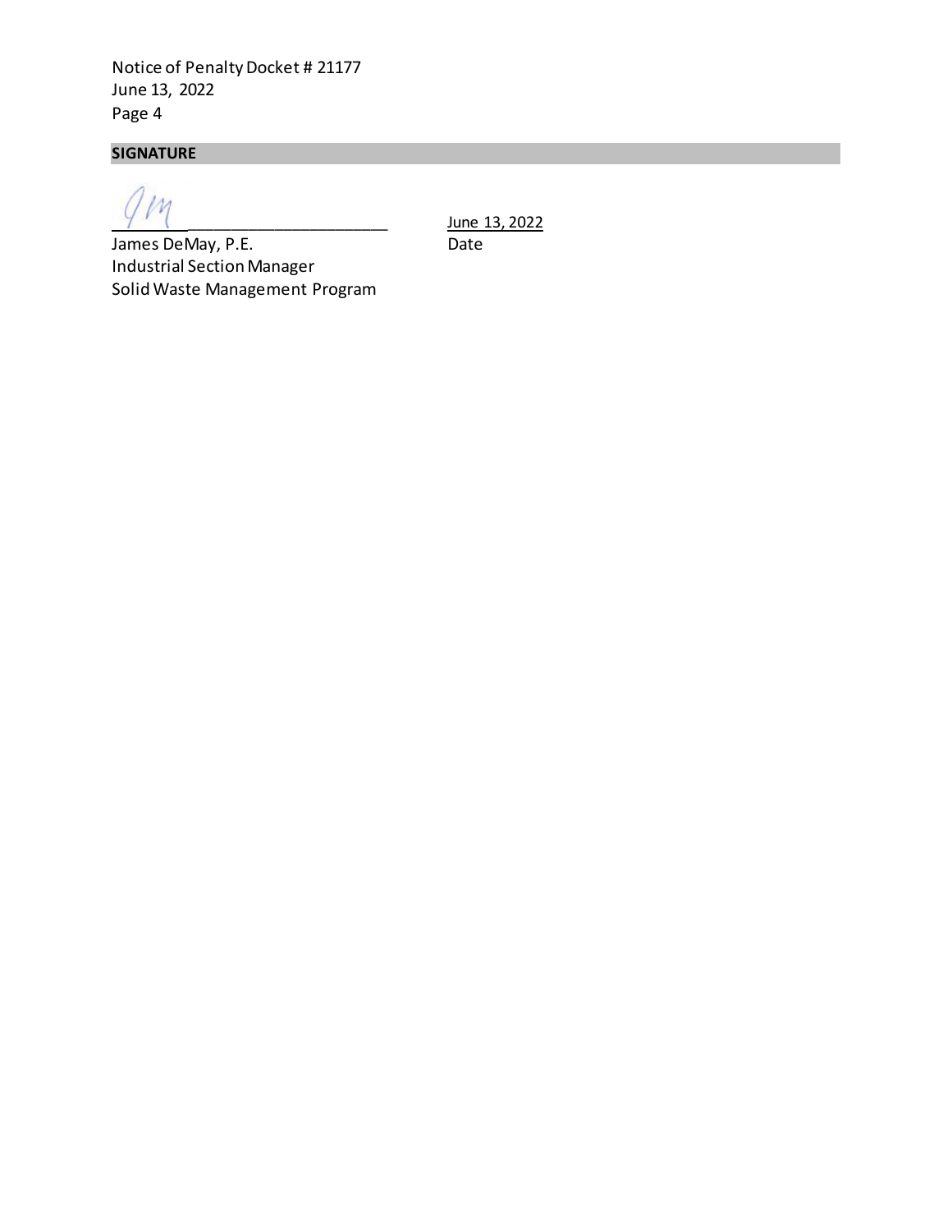**SIGNATURE**

_______________________________

James DeMay, P.E.
Industrial Section Manager
Solid Waste Management Program

June 13, 2022
Date